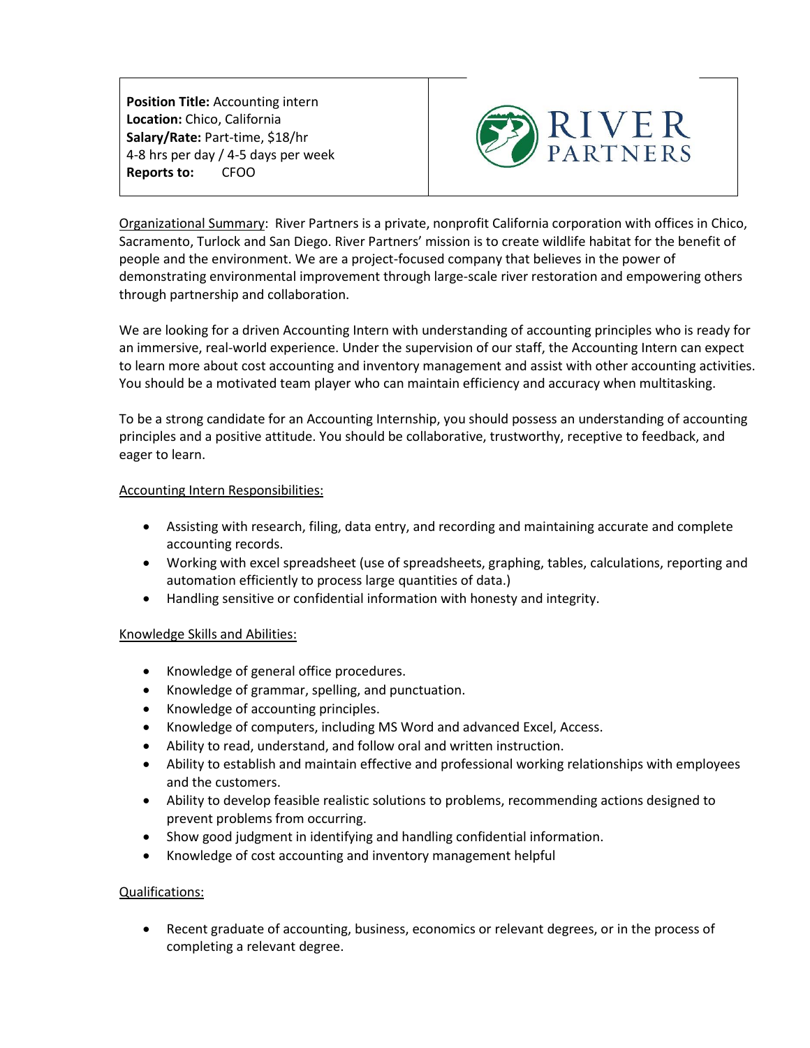**Position Title:** Accounting intern
**Location:** Chico, California
**Salary/Rate:** Part-time, $18/hr
4-8 hrs per day / 4-5 days per week
**Reports to:** CFOO

RIVER PARTNERS

Organizational Summary: River Partners is a private, nonprofit California corporation with offices in Chico, Sacramento, Turlock and San Diego. River Partners' mission is to create wildlife habitat for the benefit of people and the environment. We are a project-focused company that believes in the power of demonstrating environmental improvement through large-scale river restoration and empowering others through partnership and collaboration.

We are looking for a driven Accounting Intern with understanding of accounting principles who is ready for an immersive, real-world experience. Under the supervision of our staff, the Accounting Intern can expect to learn more about cost accounting and inventory management and assist with other accounting activities. You should be a motivated team player who can maintain efficiency and accuracy when multitasking.

To be a strong candidate for an Accounting Internship, you should possess an understanding of accounting principles and a positive attitude. You should be collaborative, trustworthy, receptive to feedback, and eager to learn.

Accounting Intern Responsibilities:

- Assisting with research, filing, data entry, and recording and maintaining accurate and complete accounting records.
- Working with excel spreadsheet (use of spreadsheets, graphing, tables, calculations, reporting and automation efficiently to process large quantities of data.)
- Handling sensitive or confidential information with honesty and integrity.

Knowledge Skills and Abilities:

- Knowledge of general office procedures.
- Knowledge of grammar, spelling, and punctuation.
- Knowledge of accounting principles.
- Knowledge of computers, including MS Word and advanced Excel, Access.
- Ability to read, understand, and follow oral and written instruction.
- Ability to establish and maintain effective and professional working relationships with employees and the customers.
- Ability to develop feasible realistic solutions to problems, recommending actions designed to prevent problems from occurring.
- Show good judgment in identifying and handling confidential information.
- Knowledge of cost accounting and inventory management helpful

Qualifications:

- Recent graduate of accounting, business, economics or relevant degrees, or in the process of completing a relevant degree.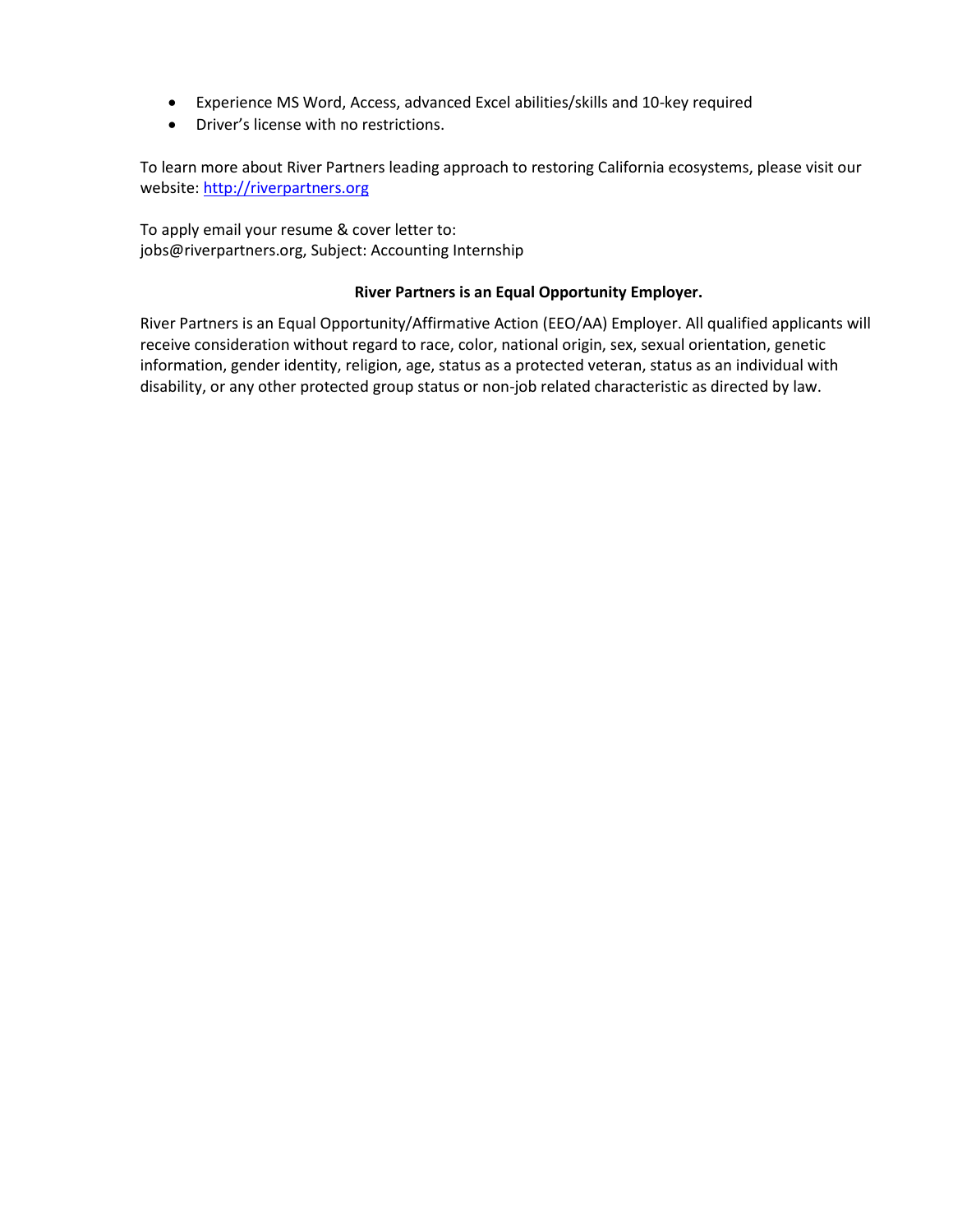- Experience MS Word, Access, advanced Excel abilities/skills and 10-key required
- Driver's license with no restrictions.

To learn more about River Partners leading approach to restoring California ecosystems, please visit our website: [http://riverpartners.org](http://riverpartners.org)

To apply email your resume & cover letter to:
jobs@riverpartners.org, Subject: Accounting Internship

**River Partners is an Equal Opportunity Employer.**

River Partners is an Equal Opportunity/Affirmative Action (EEO/AA) Employer. All qualified applicants will receive consideration without regard to race, color, national origin, sex, sexual orientation, genetic information, gender identity, religion, age, status as a protected veteran, status as an individual with disability, or any other protected group status or non-job related characteristic as directed by law.